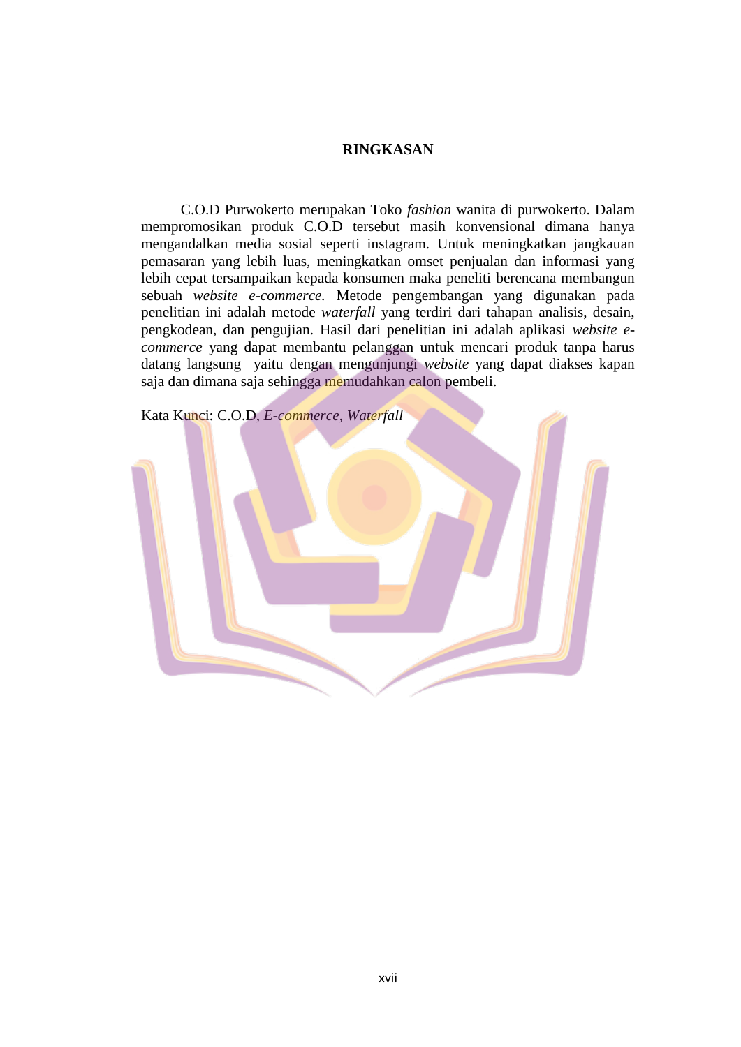# RINGKASAN

C.O.D Purwokerto merupakan Toko *fashion* wanita di purwokerto. Dalam mempromosikan produk C.O.D tersebut masih konvensional dimana hanya mengandalkan media sosial seperti instagram. Untuk meningkatkan jangkauan pemasaran yang lebih luas, meningkatkan omset penjualan dan informasi yang lebih cepat tersampaikan kepada konsumen maka peneliti berencana membangun sebuah *website e-commerce.* Metode pengembangan yang digunakan pada penelitian ini adalah metode *waterfall* yang terdiri dari tahapan analisis, desain, pengkodean, dan pengujian. Hasil dari penelitian ini adalah aplikasi *website e-commerce* yang dapat membantu pelanggan untuk mencari produk tanpa harus datang langsung yaitu dengan mengunjungi *website* yang dapat diakses kapan saja dan dimana saja sehingga memudahkan calon pembeli.

Kata Kunci: C.O.D, *E-commerce*, *Waterfall*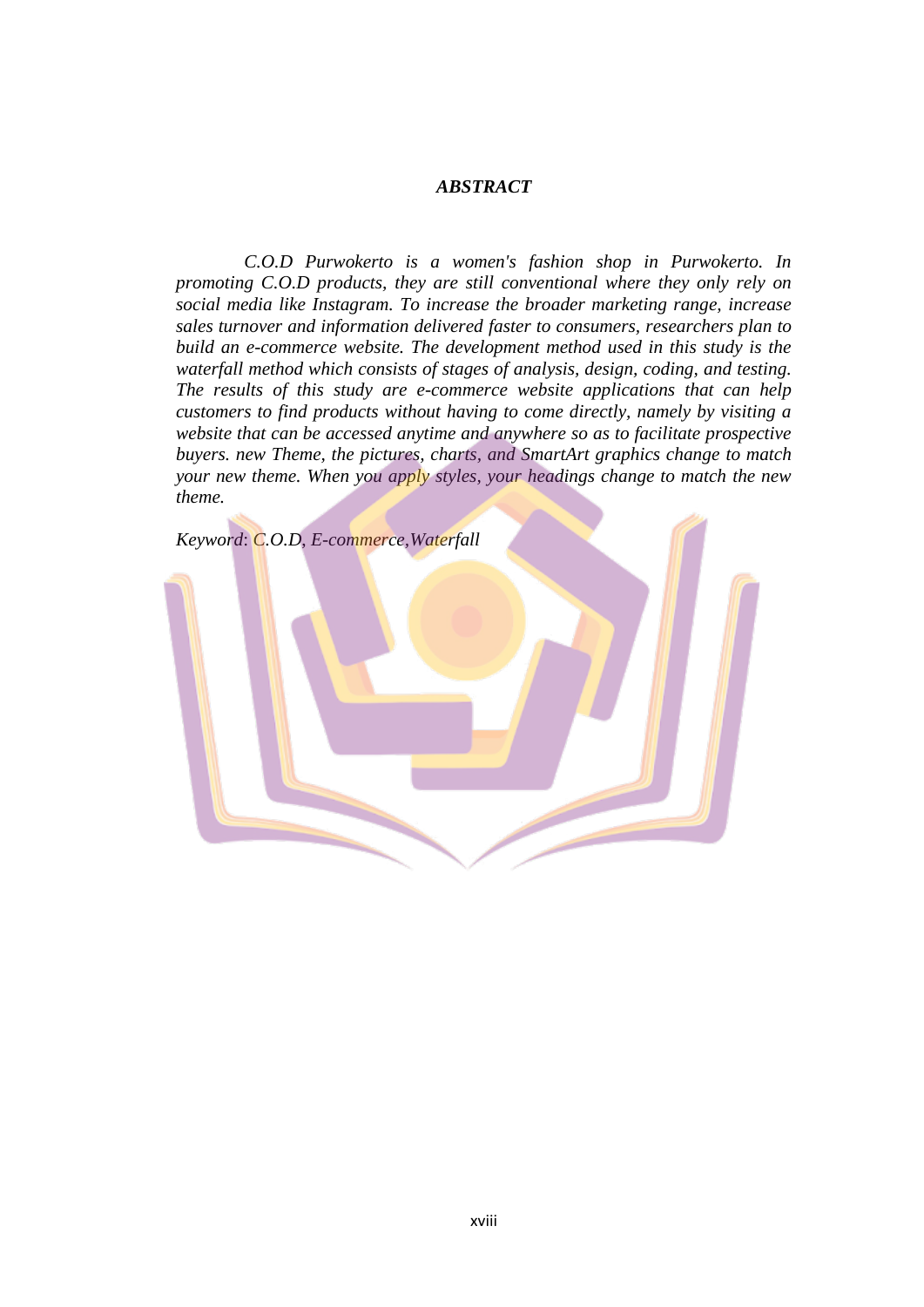# *ABSTRACT*

*C.O.D Purwokerto is a women's fashion shop in Purwokerto. In promoting C.O.D products, they are still conventional where they only rely on social media like Instagram. To increase the broader marketing range, increase sales turnover and information delivered faster to consumers, researchers plan to build an e-commerce website. The development method used in this study is the waterfall method which consists of stages of analysis, design, coding, and testing. The results of this study are e-commerce website applications that can help customers to find products without having to come directly, namely by visiting a website that can be accessed anytime and anywhere so as to facilitate prospective buyers. new Theme, the pictures, charts, and SmartArt graphics change to match your new theme. When you apply styles, your headings change to match the new theme.*

*Keyword*: *C.O.D, E-commerce,Waterfall*